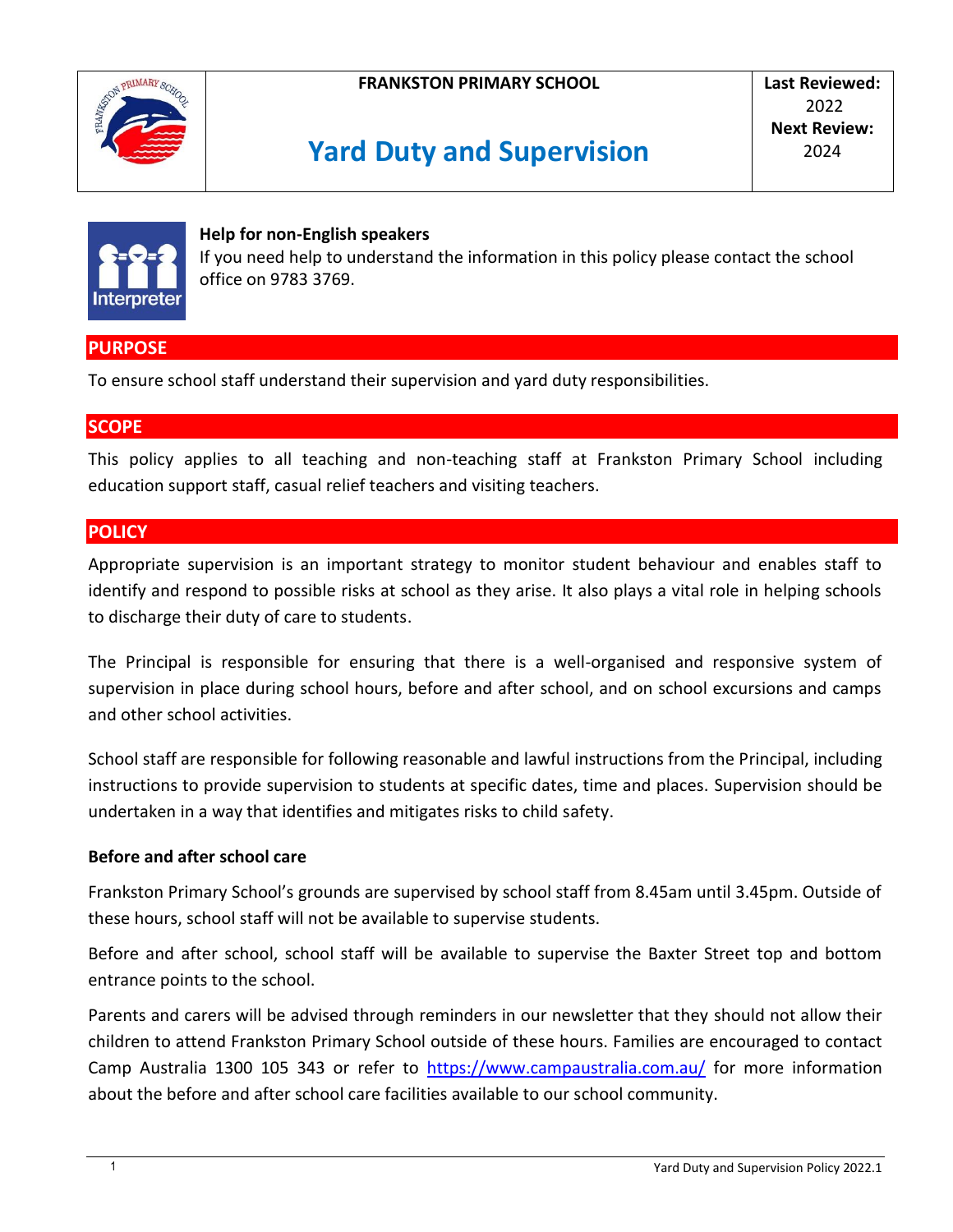**FRANKSTON PRIMARY SCHOOL**

# Yard Duty and Supervision

**Last Reviewed:** 2022
**Next Review:** 2024

**Help for non-English speakers**
If you need help to understand the information in this policy please contact the school office on 9783 3769.

## PURPOSE

To ensure school staff understand their supervision and yard duty responsibilities.

## SCOPE

This policy applies to all teaching and non-teaching staff at Frankston Primary School including education support staff, casual relief teachers and visiting teachers.

## POLICY

Appropriate supervision is an important strategy to monitor student behaviour and enables staff to identify and respond to possible risks at school as they arise. It also plays a vital role in helping schools to discharge their duty of care to students.

The Principal is responsible for ensuring that there is a well-organised and responsive system of supervision in place during school hours, before and after school, and on school excursions and camps and other school activities.

School staff are responsible for following reasonable and lawful instructions from the Principal, including instructions to provide supervision to students at specific dates, time and places. Supervision should be undertaken in a way that identifies and mitigates risks to child safety.

### Before and after school care

Frankston Primary School's grounds are supervised by school staff from 8.45am until 3.45pm. Outside of these hours, school staff will not be available to supervise students.

Before and after school, school staff will be available to supervise the Baxter Street top and bottom entrance points to the school.

Parents and carers will be advised through reminders in our newsletter that they should not allow their children to attend Frankston Primary School outside of these hours. Families are encouraged to contact Camp Australia 1300 105 343 or refer to https://www.campaustralia.com.au/ for more information about the before and after school care facilities available to our school community.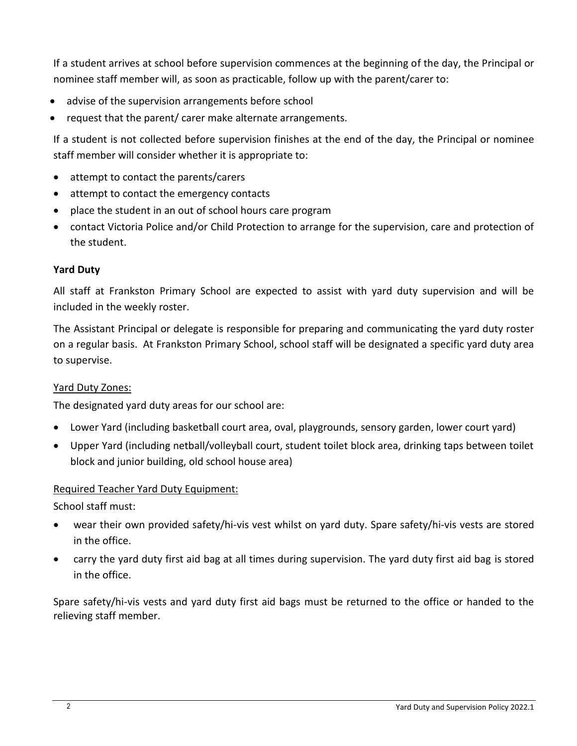If a student arrives at school before supervision commences at the beginning of the day, the Principal or nominee staff member will, as soon as practicable, follow up with the parent/carer to:

- advise of the supervision arrangements before school
- request that the parent/ carer make alternate arrangements.

If a student is not collected before supervision finishes at the end of the day, the Principal or nominee staff member will consider whether it is appropriate to:

- attempt to contact the parents/carers
- attempt to contact the emergency contacts
- place the student in an out of school hours care program
- contact Victoria Police and/or Child Protection to arrange for the supervision, care and protection of the student.

**Yard Duty**

All staff at Frankston Primary School are expected to assist with yard duty supervision and will be included in the weekly roster.

The Assistant Principal or delegate is responsible for preparing and communicating the yard duty roster on a regular basis. At Frankston Primary School, school staff will be designated a specific yard duty area to supervise.

<u>Yard Duty Zones:</u>

The designated yard duty areas for our school are:

- Lower Yard (including basketball court area, oval, playgrounds, sensory garden, lower court yard)
- Upper Yard (including netball/volleyball court, student toilet block area, drinking taps between toilet block and junior building, old school house area)

<u>Required Teacher Yard Duty Equipment:</u>

School staff must:

- wear their own provided safety/hi-vis vest whilst on yard duty. Spare safety/hi-vis vests are stored in the office.
- carry the yard duty first aid bag at all times during supervision. The yard duty first aid bag is stored in the office.

Spare safety/hi-vis vests and yard duty first aid bags must be returned to the office or handed to the relieving staff member.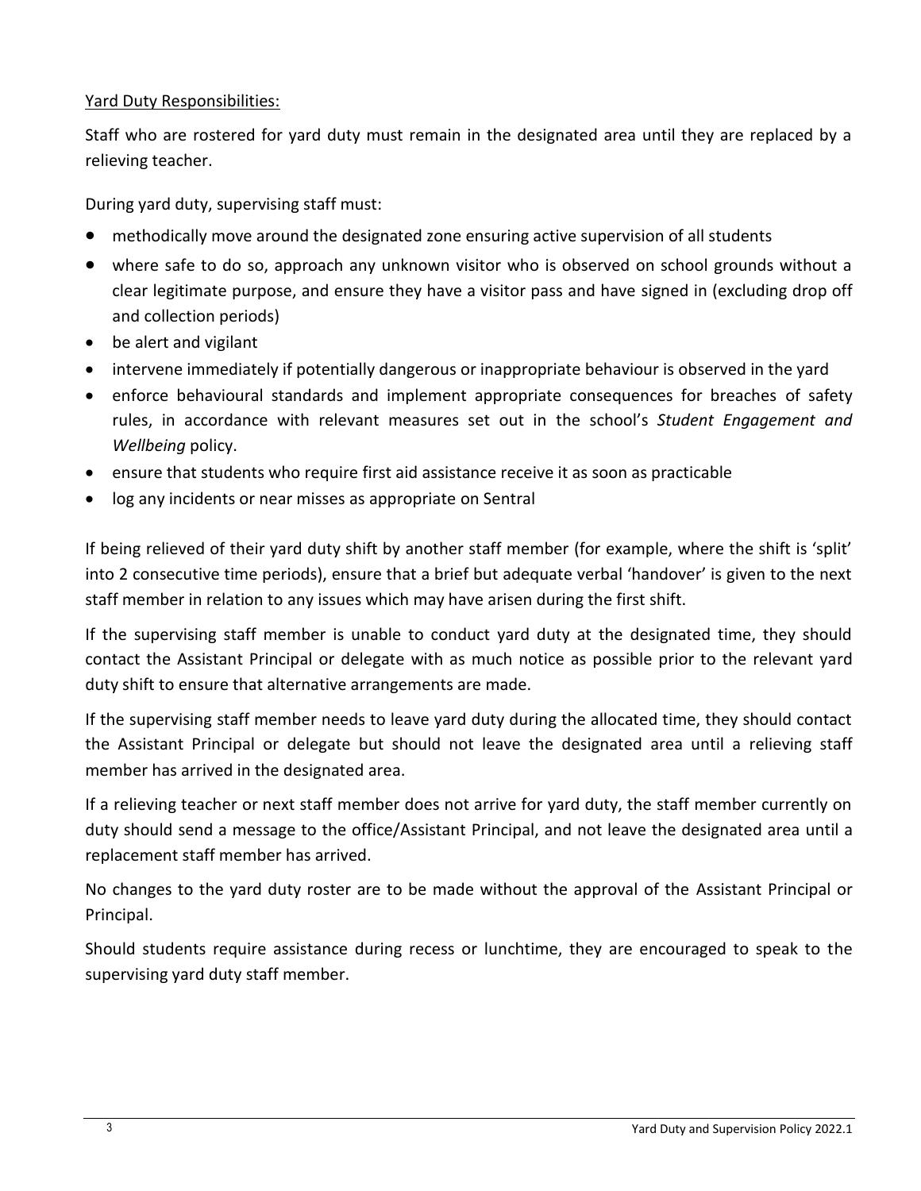Yard Duty Responsibilities:

Staff who are rostered for yard duty must remain in the designated area until they are replaced by a relieving teacher.

During yard duty, supervising staff must:

- methodically move around the designated zone ensuring active supervision of all students
- where safe to do so, approach any unknown visitor who is observed on school grounds without a clear legitimate purpose, and ensure they have a visitor pass and have signed in (excluding drop off and collection periods)
- be alert and vigilant
- intervene immediately if potentially dangerous or inappropriate behaviour is observed in the yard
- enforce behavioural standards and implement appropriate consequences for breaches of safety rules, in accordance with relevant measures set out in the school's *Student Engagement and Wellbeing* policy.
- ensure that students who require first aid assistance receive it as soon as practicable
- log any incidents or near misses as appropriate on Sentral

If being relieved of their yard duty shift by another staff member (for example, where the shift is 'split' into 2 consecutive time periods), ensure that a brief but adequate verbal 'handover' is given to the next staff member in relation to any issues which may have arisen during the first shift.

If the supervising staff member is unable to conduct yard duty at the designated time, they should contact the Assistant Principal or delegate with as much notice as possible prior to the relevant yard duty shift to ensure that alternative arrangements are made.

If the supervising staff member needs to leave yard duty during the allocated time, they should contact the Assistant Principal or delegate but should not leave the designated area until a relieving staff member has arrived in the designated area.

If a relieving teacher or next staff member does not arrive for yard duty, the staff member currently on duty should send a message to the office/Assistant Principal, and not leave the designated area until a replacement staff member has arrived.

No changes to the yard duty roster are to be made without the approval of the Assistant Principal or Principal.

Should students require assistance during recess or lunchtime, they are encouraged to speak to the supervising yard duty staff member.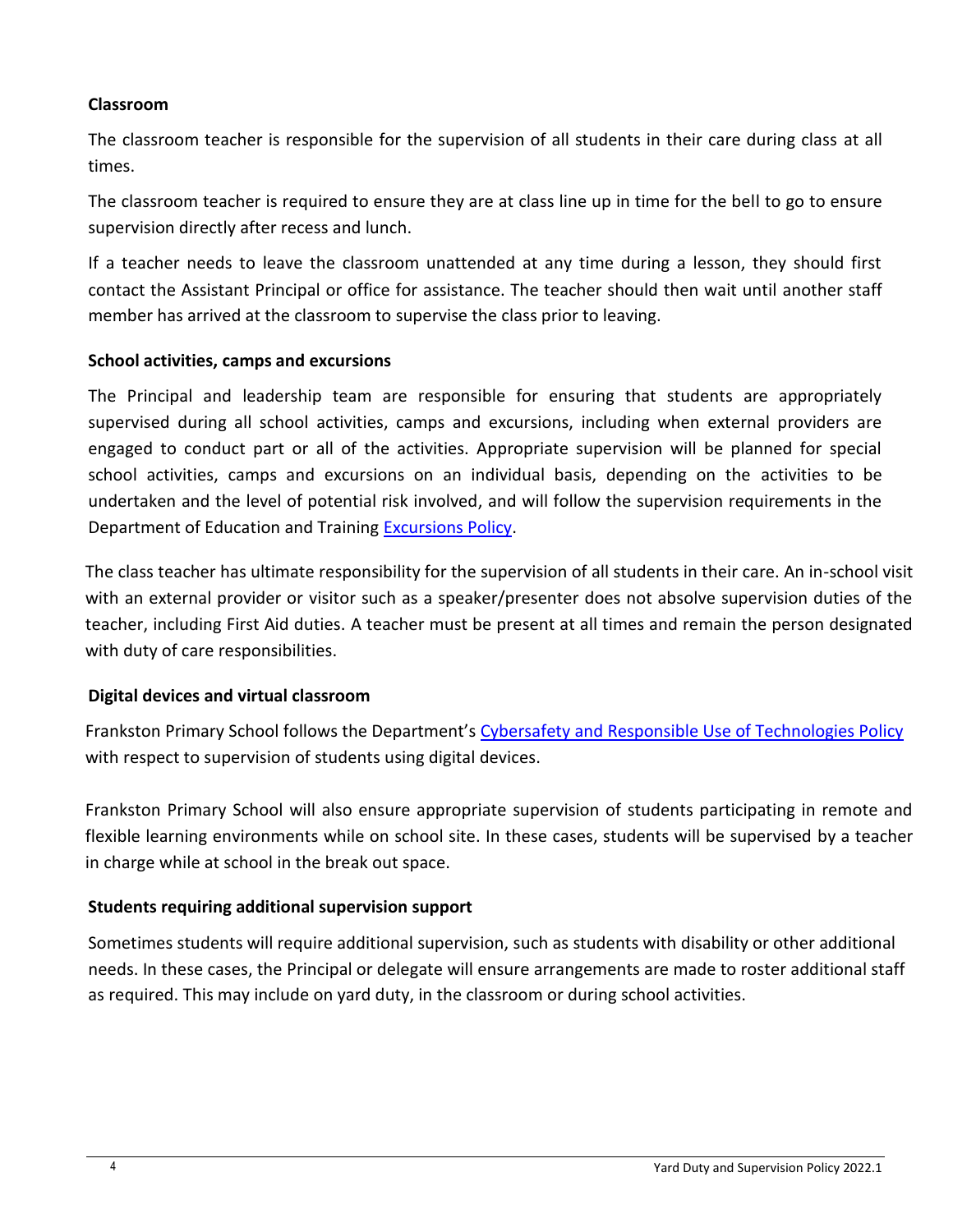### Classroom

The classroom teacher is responsible for the supervision of all students in their care during class at all times.

The classroom teacher is required to ensure they are at class line up in time for the bell to go to ensure supervision directly after recess and lunch.

If a teacher needs to leave the classroom unattended at any time during a lesson, they should first contact the Assistant Principal or office for assistance. The teacher should then wait until another staff member has arrived at the classroom to supervise the class prior to leaving.

### School activities, camps and excursions

The Principal and leadership team are responsible for ensuring that students are appropriately supervised during all school activities, camps and excursions, including when external providers are engaged to conduct part or all of the activities. Appropriate supervision will be planned for special school activities, camps and excursions on an individual basis, depending on the activities to be undertaken and the level of potential risk involved, and will follow the supervision requirements in the Department of Education and Training Excursions Policy.

The class teacher has ultimate responsibility for the supervision of all students in their care. An in-school visit with an external provider or visitor such as a speaker/presenter does not absolve supervision duties of the teacher, including First Aid duties. A teacher must be present at all times and remain the person designated with duty of care responsibilities.

### Digital devices and virtual classroom

Frankston Primary School follows the Department's Cybersafety and Responsible Use of Technologies Policy with respect to supervision of students using digital devices.

Frankston Primary School will also ensure appropriate supervision of students participating in remote and flexible learning environments while on school site. In these cases, students will be supervised by a teacher in charge while at school in the break out space.

### Students requiring additional supervision support

Sometimes students will require additional supervision, such as students with disability or other additional needs. In these cases, the Principal or delegate will ensure arrangements are made to roster additional staff as required. This may include on yard duty, in the classroom or during school activities.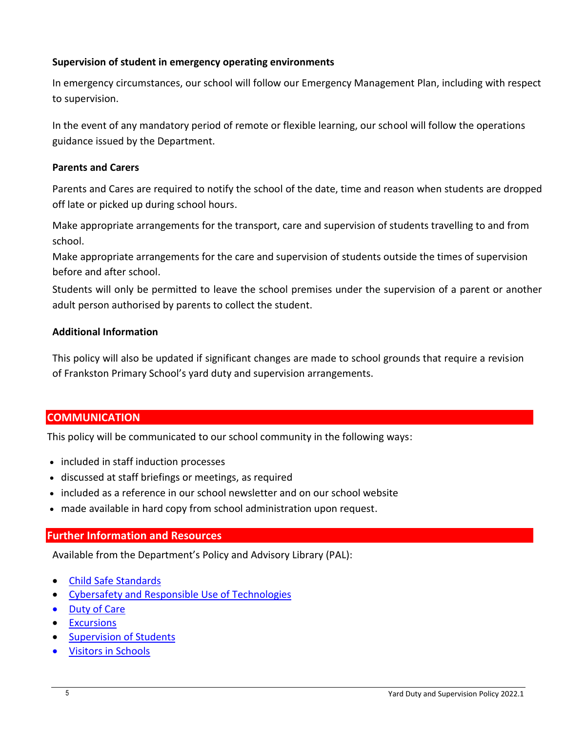**Supervision of student in emergency operating environments**

In emergency circumstances, our school will follow our Emergency Management Plan, including with respect to supervision.

In the event of any mandatory period of remote or flexible learning, our school will follow the operations guidance issued by the Department.

**Parents and Carers**

Parents and Cares are required to notify the school of the date, time and reason when students are dropped off late or picked up during school hours.

Make appropriate arrangements for the transport, care and supervision of students travelling to and from school.

Make appropriate arrangements for the care and supervision of students outside the times of supervision before and after school.

Students will only be permitted to leave the school premises under the supervision of a parent or another adult person authorised by parents to collect the student.

**Additional Information**

This policy will also be updated if significant changes are made to school grounds that require a revision of Frankston Primary School's yard duty and supervision arrangements.

## COMMUNICATION

This policy will be communicated to our school community in the following ways:

- included in staff induction processes
- discussed at staff briefings or meetings, as required
- included as a reference in our school newsletter and on our school website
- made available in hard copy from school administration upon request.

## Further Information and Resources

Available from the Department's Policy and Advisory Library (PAL):

- Child Safe Standards
- Cybersafety and Responsible Use of Technologies
- Duty of Care
- Excursions
- Supervision of Students
- Visitors in Schools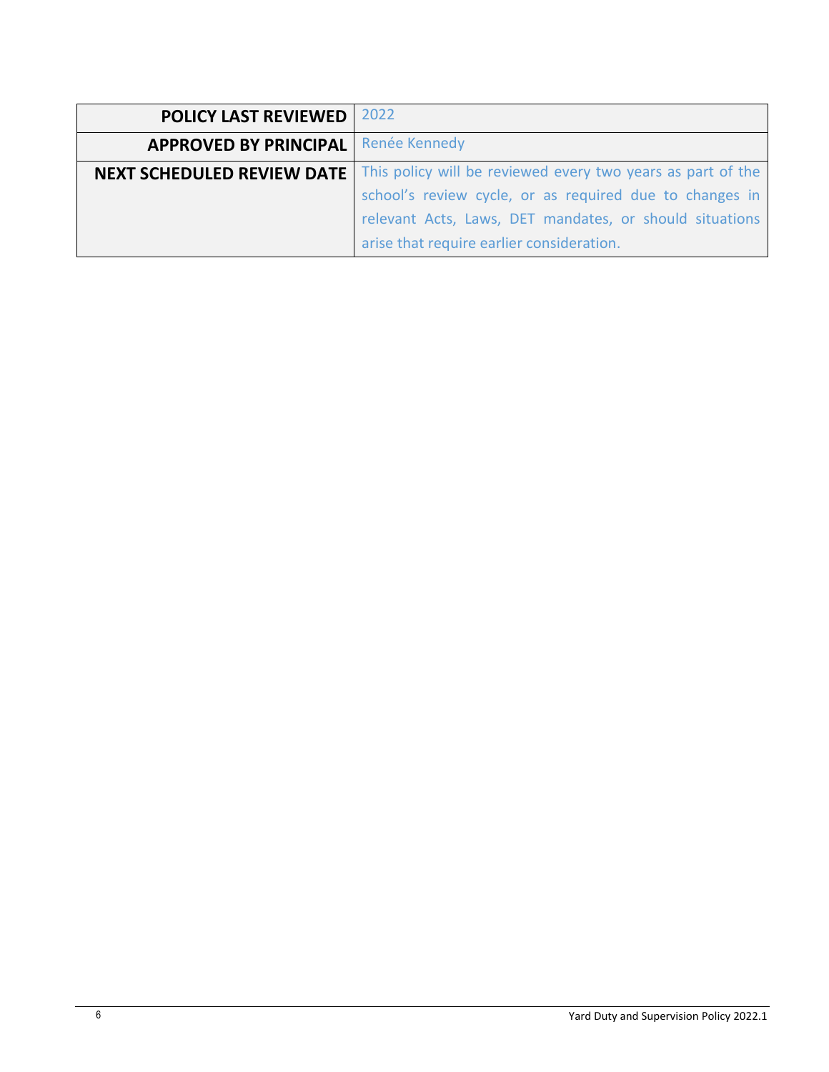| | |
|---|---|
| **POLICY LAST REVIEWED** | 2022 |
| **APPROVED BY PRINCIPAL** | Renée Kennedy |
| **NEXT SCHEDULED REVIEW DATE** | This policy will be reviewed every two years as part of the school's review cycle, or as required due to changes in relevant Acts, Laws, DET mandates, or should situations arise that require earlier consideration. |